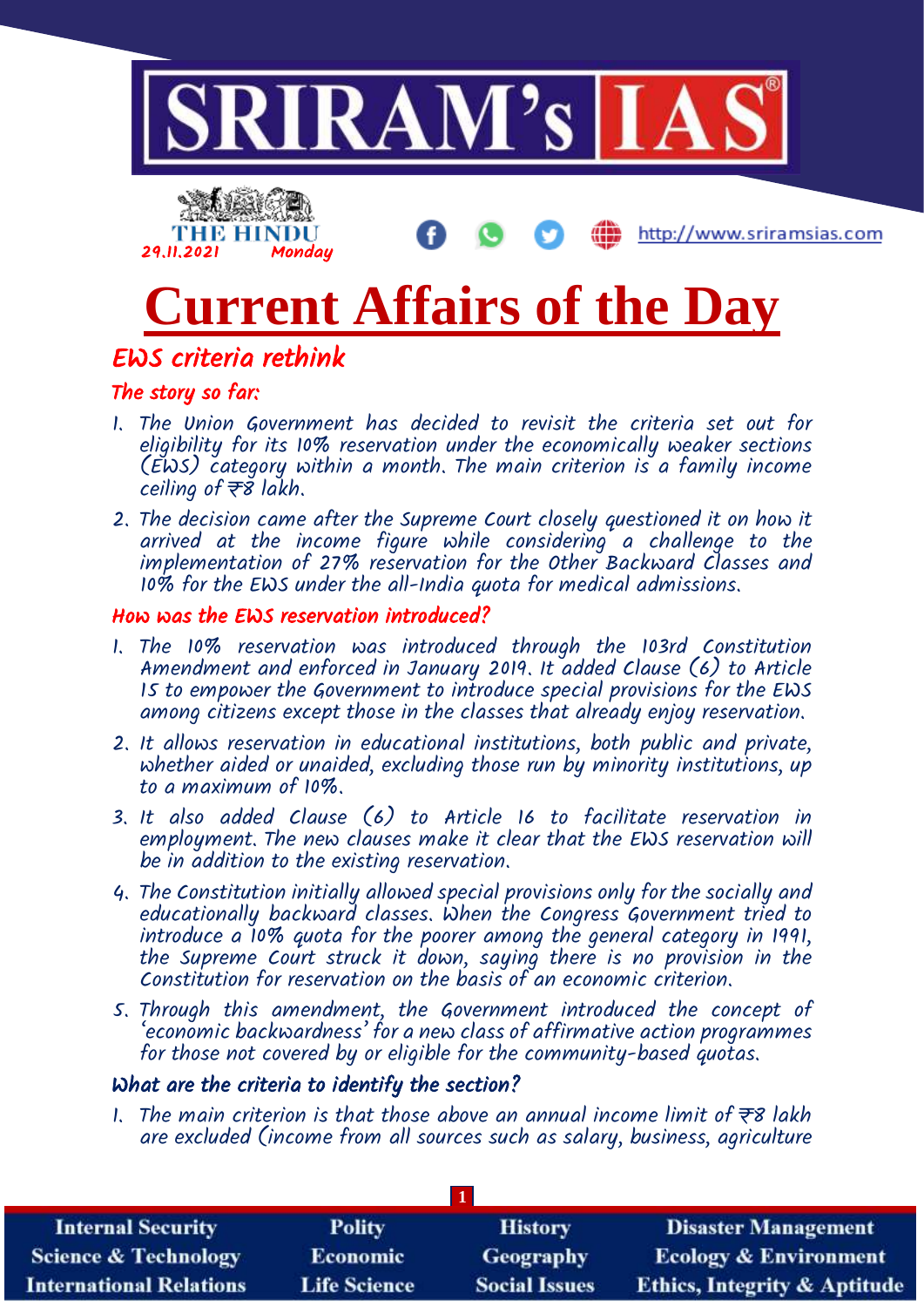# Current Affairs of the Day

## EWS criteria rethink

### The story so far:

1. The Union Government has decided to revisit the criteria set out for eligibility for its 10% reservation under the economically weaker sections (EWS) category within a month. The main criterion is a family income ceiling of ₹8 lakh.
2. The decision came after the Supreme Court closely questioned it on how it arrived at the income figure while considering a challenge to the implementation of 27% reservation for the Other Backward Classes and 10% for the EWS under the all-India quota for medical admissions.

### How was the EWS reservation introduced?

1. The 10% reservation was introduced through the 103rd Constitution Amendment and enforced in January 2019. It added Clause (6) to Article 15 to empower the Government to introduce special provisions for the EWS among citizens except those in the classes that already enjoy reservation.
2. It allows reservation in educational institutions, both public and private, whether aided or unaided, excluding those run by minority institutions, up to a maximum of 10%.
3. It also added Clause (6) to Article 16 to facilitate reservation in employment. The new clauses make it clear that the EWS reservation will be in addition to the existing reservation.
4. The Constitution initially allowed special provisions only for the socially and educationally backward classes. When the Congress Government tried to introduce a 10% quota for the poorer among the general category in 1991, the Supreme Court struck it down, saying there is no provision in the Constitution for reservation on the basis of an economic criterion.
5. Through this amendment, the Government introduced the concept of 'economic backwardness' for a new class of affirmative action programmes for those not covered by or eligible for the community-based quotas.

### What are the criteria to identify the section?

1. The main criterion is that those above an annual income limit of ₹8 lakh are excluded (income from all sources such as salary, business, agriculture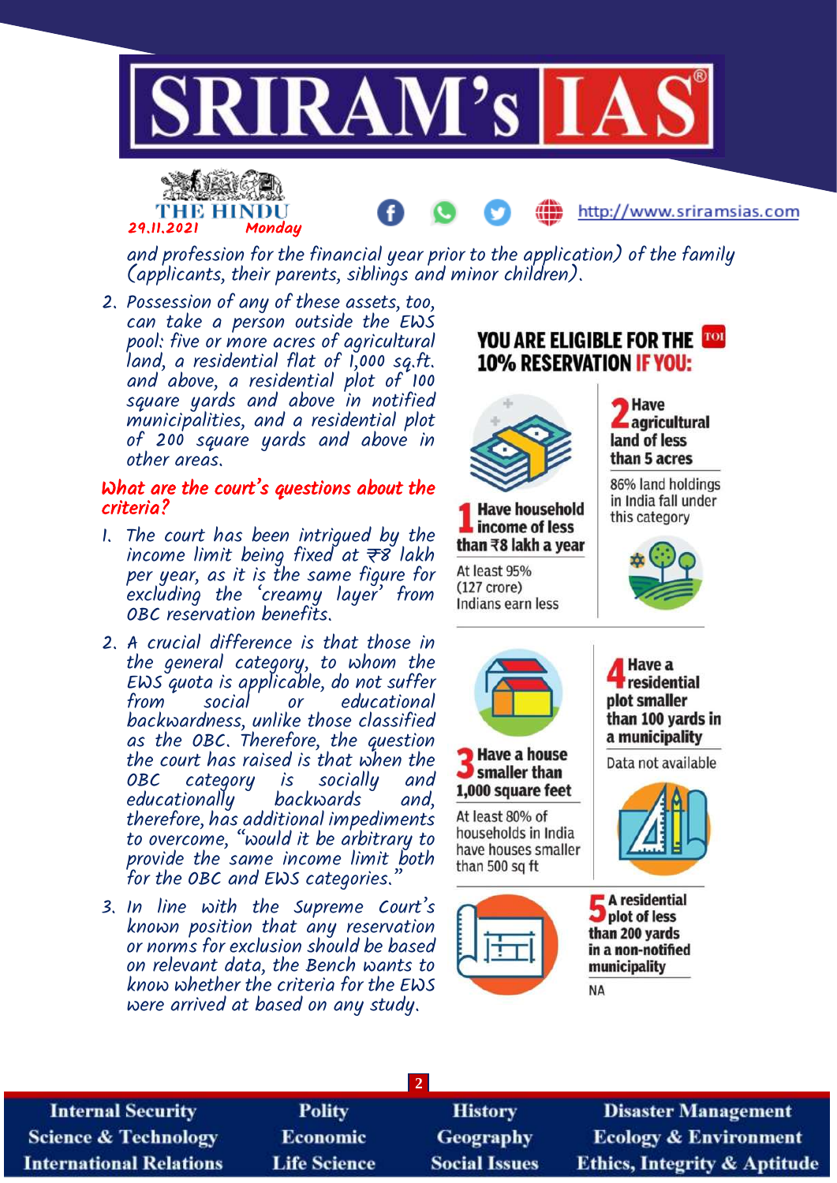and profession for the financial year prior to the application) of the family (applicants, their parents, siblings and minor children).

2. Possession of any of these assets, too, can take a person outside the EWS pool: five or more acres of agricultural land, a residential flat of 1,000 sq.ft. and above, a residential plot of 100 square yards and above in notified municipalities, and a residential plot of 200 square yards and above in other areas.

### What are the court's questions about the criteria?

1. The court has been intrigued by the income limit being fixed at ₹8 lakh per year, as it is the same figure for excluding the 'creamy layer' from OBC reservation benefits.
2. A crucial difference is that those in the general category, to whom the EWS quota is applicable, do not suffer from social or educational backwardness, unlike those classified as the OBC. Therefore, the question the court has raised is that when the OBC category is socially and educationally backwards and, therefore, has additional impediments to overcome, "would it be arbitrary to provide the same income limit both for the OBC and EWS categories."
3. In line with the Supreme Court's known position that any reservation or norms for exclusion should be based on relevant data, the Bench wants to know whether the criteria for the EWS were arrived at based on any study.

**YOU ARE ELIGIBLE FOR THE 10% RESERVATION IF YOU:**

**1 Have household income of less than ₹8 lakh a year**
At least 95% (127 crore) Indians earn less

**2 Have agricultural land of less than 5 acres**
86% land holdings in India fall under this category

**3 Have a house smaller than 1,000 square feet**
At least 80% of households in India have houses smaller than 500 sq ft

**4 Have a residential plot smaller than 100 yards in a municipality**
Data not available

**5 A residential plot of less than 200 yards in a non-notified municipality**
NA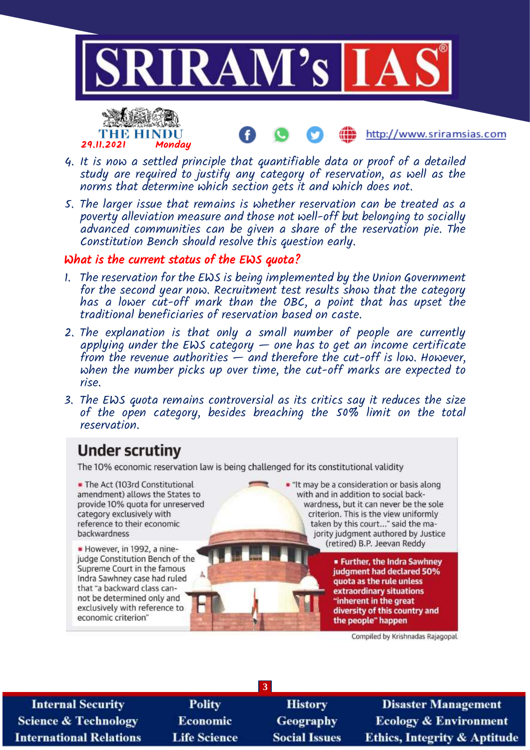4. It is now a settled principle that quantifiable data or proof of a detailed study are required to justify any category of reservation, as well as the norms that determine which section gets it and which does not.
5. The larger issue that remains is whether reservation can be treated as a poverty alleviation measure and those not well-off but belonging to socially advanced communities can be given a share of the reservation pie. The Constitution Bench should resolve this question early.

## What is the current status of the EWS quota?

1. The reservation for the EWS is being implemented by the Union Government for the second year now. Recruitment test results show that the category has a lower cut-off mark than the OBC, a point that has upset the traditional beneficiaries of reservation based on caste.
2. The explanation is that only a small number of people are currently applying under the EWS category — one has to get an income certificate from the revenue authorities — and therefore the cut-off is low. However, when the number picks up over time, the cut-off marks are expected to rise.
3. The EWS quota remains controversial as its critics say it reduces the size of the open category, besides breaching the 50% limit on the total reservation.

### Under scrutiny

The 10% economic reservation law is being challenged for its constitutional validity

- The Act (103rd Constitutional amendment) allows the States to provide 10% quota for unreserved category exclusively with reference to their economic backwardness
- However, in 1992, a nine-judge Constitution Bench of the Supreme Court in the famous Indra Sawhney case had ruled that "a backward class cannot be determined only and exclusively with reference to economic criterion"
- "It may be a consideration or basis along with and in addition to social backwardness, but it can never be the sole criterion. This is the view uniformly taken by this court..." said the majority judgment authored by Justice (retired) B.P. Jeevan Reddy
- **Further, the Indra Sawhney judgment had declared 50% quota as the rule unless extraordinary situations "inherent in the great diversity of this country and the people" happen**

Compiled by Krishnadas Rajagopal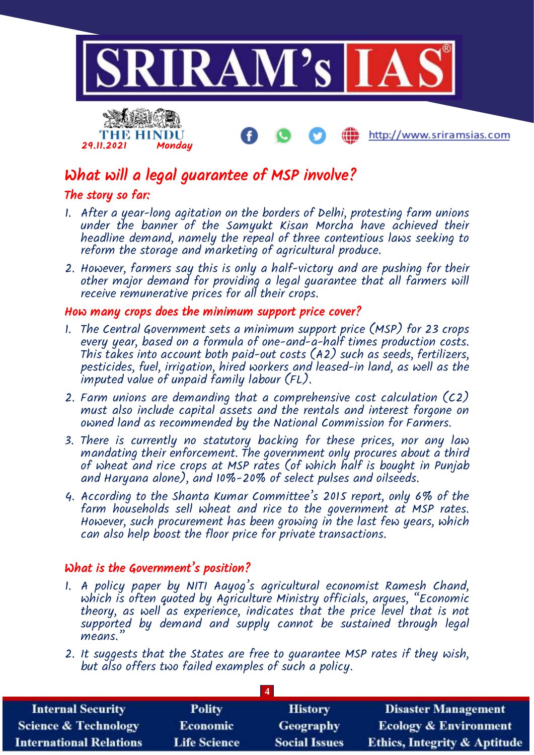# What will a legal guarantee of MSP involve?

## The story so far:

1. After a year-long agitation on the borders of Delhi, protesting farm unions under the banner of the Samyukt Kisan Morcha have achieved their headline demand, namely the repeal of three contentious laws seeking to reform the storage and marketing of agricultural produce.
2. However, farmers say this is only a half-victory and are pushing for their other major demand for providing a legal guarantee that all farmers will receive remunerative prices for all their crops.

## How many crops does the minimum support price cover?

1. The Central Government sets a minimum support price (MSP) for 23 crops every year, based on a formula of one-and-a-half times production costs. This takes into account both paid-out costs (A2) such as seeds, fertilizers, pesticides, fuel, irrigation, hired workers and leased-in land, as well as the imputed value of unpaid family labour (FL).
2. Farm unions are demanding that a comprehensive cost calculation (C2) must also include capital assets and the rentals and interest forgone on owned land as recommended by the National Commission for Farmers.
3. There is currently no statutory backing for these prices, nor any law mandating their enforcement. The government only procures about a third of wheat and rice crops at MSP rates (of which half is bought in Punjab and Haryana alone), and 10%-20% of select pulses and oilseeds.
4. According to the Shanta Kumar Committee's 2015 report, only 6% of the farm households sell wheat and rice to the government at MSP rates. However, such procurement has been growing in the last few years, which can also help boost the floor price for private transactions.

## What is the Government's position?

1. A policy paper by NITI Aayog's agricultural economist Ramesh Chand, which is often quoted by Agriculture Ministry officials, argues, "Economic theory, as well as experience, indicates that the price level that is not supported by demand and supply cannot be sustained through legal means."
2. It suggests that the States are free to guarantee MSP rates if they wish, but also offers two failed examples of such a policy.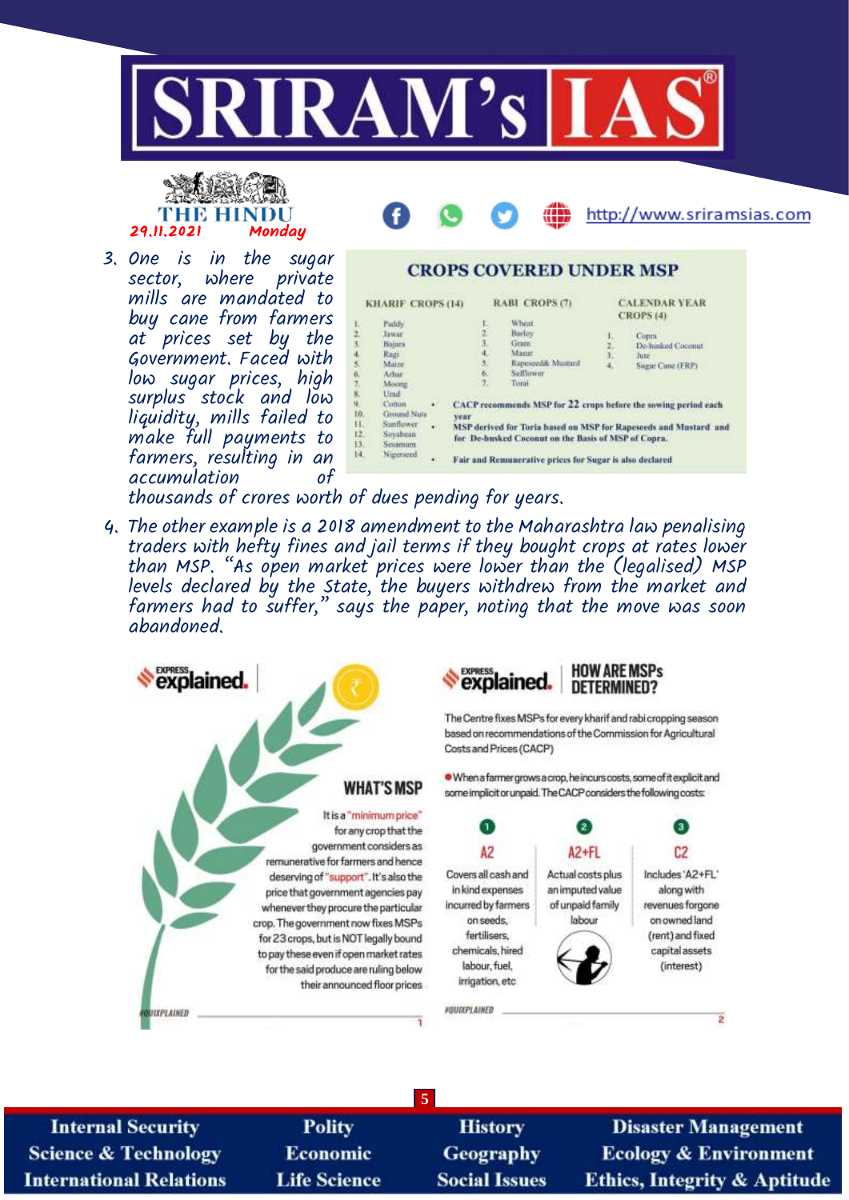3. One is in the sugar sector, where private mills are mandated to buy cane from farmers at prices set by the Government. Faced with low sugar prices, high surplus stock and low liquidity, mills failed to make full payments to farmers, resulting in an accumulation of thousands of crores worth of dues pending for years.

## CROPS COVERED UNDER MSP

| KHARIF CROPS (14) | RABI CROPS (7) | CALENDAR YEAR CROPS (4) |
|---|---|---|
| 1. Paddy | 1. Wheat | 1. Copra |
| 2. Jawar | 2. Barley | 2. De-husked Coconut |
| 3. Bajara | 3. Gram | 3. Jute |
| 4. Ragi | 4. Masur | 4. Sugar Cane (FRP) |
| 5. Maize | 5. Rapeseed& Mustard | |
| 6. Arhar | 6. Safflower | |
| 7. Moong | 7. Toria | |
| 8. Urad | | |
| 9. Cotton | | |
| 10. Ground Nuts | | |
| 11. Sunflower | | |
| 12. Soyabean | | |
| 13. Sesamum | | |
| 14. Nigerseed | | |

- CACP recommends MSP for 22 crops before the sowing period each year
- MSP derived for Toria based on MSP for Rapeseeds and Mustard and for De-husked Coconut on the Basis of MSP of Copra.
- Fair and Remunerative prices for Sugar is also declared

4. The other example is a 2018 amendment to the Maharashtra law penalising traders with hefty fines and jail terms if they bought crops at rates lower than MSP. "As open market prices were lower than the (legalised) MSP levels declared by the State, the buyers withdrew from the market and farmers had to suffer," says the paper, noting that the move was soon abandoned.

**Express explained.**

### WHAT'S MSP

It is a "minimum price" for any crop that the government considers as remunerative for farmers and hence deserving of "support". It's also the price that government agencies pay whenever they procure the particular crop. The government now fixes MSPs for 23 crops, but is NOT legally bound to pay these even if open market rates for the said produce are ruling below their announced floor prices

#QUIXPLAINED

**Express explained.**

### HOW ARE MSPs DETERMINED?

The Centre fixes MSPs for every kharif and rabi cropping season based on recommendations of the Commission for Agricultural Costs and Prices (CACP)

- When a farmer grows a crop, he incurs costs, some of it explicit and some implicit or unpaid. The CACP considers the following costs:

1. **A2** – Covers all cash and in kind expenses incurred by farmers on seeds, fertilisers, chemicals, hired labour, fuel, irrigation, etc
2. **A2+FL** – Actual costs plus an imputed value of unpaid family labour
3. **C2** – Includes 'A2+FL' along with revenues forgone on owned land (rent) and fixed capital assets (interest)

#QUIXPLAINED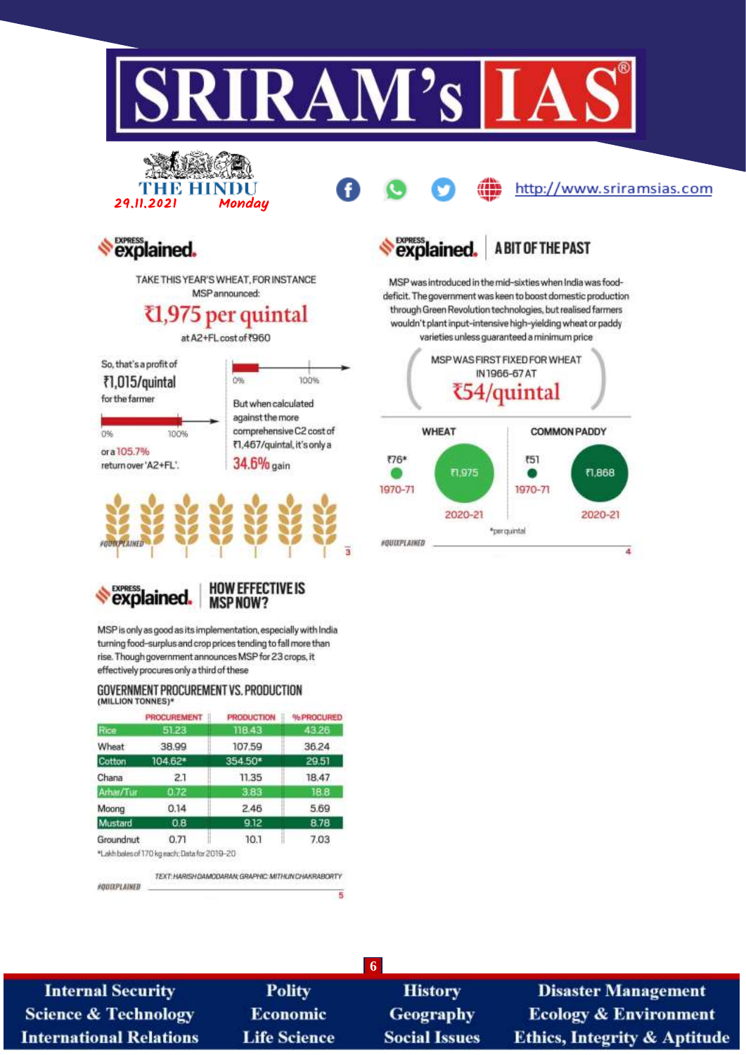THE HINDU 29.11.2021 Monday

## Express explained.

TAKE THIS YEAR'S WHEAT, FOR INSTANCE

MSP announced:

**₹1,975 per quintal**

at A2+FL cost of ₹960

So, that's a profit of **₹1,015/quintal** for the farmer

or a 105.7% return over 'A2+FL'.

But when calculated against the more comprehensive C2 cost of ₹1,467/quintal, it's only a **34.6%** gain

#QUIXPLAINED 3

## Express explained. A BIT OF THE PAST

MSP was introduced in the mid-sixties when India was food-deficit. The government was keen to boost domestic production through Green Revolution technologies, but realised farmers wouldn't plant input-intensive high-yielding wheat or paddy varieties unless guaranteed a minimum price

MSP WAS FIRST FIXED FOR WHEAT IN 1966-67 AT **₹54/quintal**

| | 1970-71 | 2020-21 |
|---|---|---|
| WHEAT | ₹76* | ₹1,975 |
| COMMON PADDY | ₹51 | ₹1,868 |

*per quintal

#QUIXPLAINED 4

## Express explained. HOW EFFECTIVE IS MSP NOW?

MSP is only as good as its implementation, especially with India turning food-surplus and crop prices tending to fall more than rise. Though government announces MSP for 23 crops, it effectively procures only a third of these

### GOVERNMENT PROCUREMENT VS. PRODUCTION (MILLION TONNES)*

| | PROCUREMENT | PRODUCTION | %PROCURED |
|---|---|---|---|
| Rice | 51.23 | 118.43 | 43.26 |
| Wheat | 38.99 | 107.59 | 36.24 |
| Cotton | 104.62* | 354.50* | 29.51 |
| Chana | 2.1 | 11.35 | 18.47 |
| Arhar/Tur | 0.72 | 3.83 | 18.8 |
| Moong | 0.14 | 2.46 | 5.69 |
| Mustard | 0.8 | 9.12 | 8.78 |
| Groundnut | 0.71 | 10.1 | 7.03 |

*Lakh bales of 170 kg each; Data for 2019-20

TEXT: HARISH DAMODARAN; GRAPHIC: MITHUN CHAKRABORTY

#QUIXPLAINED 5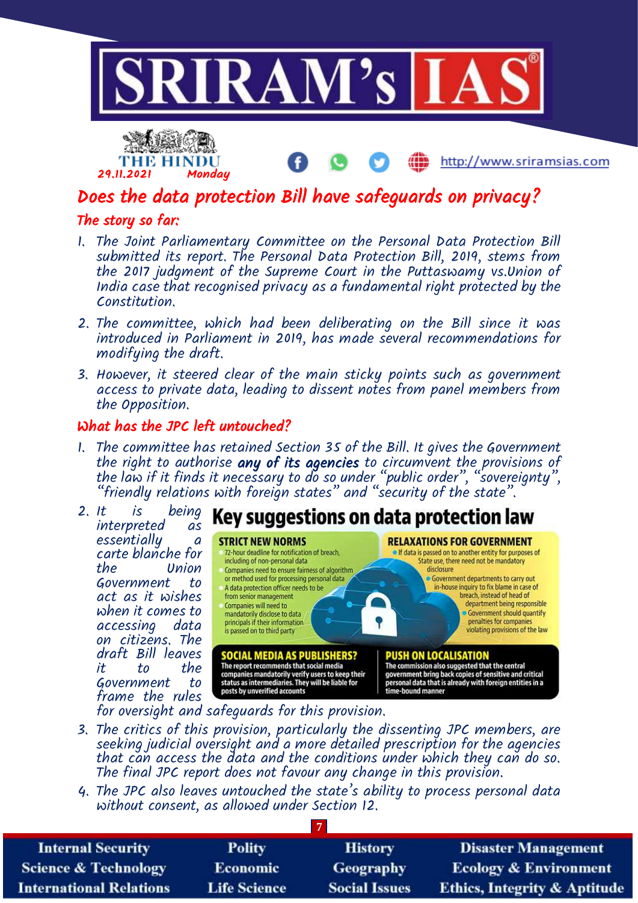# Does the data protection Bill have safeguards on privacy?

## The story so far:

1. The Joint Parliamentary Committee on the Personal Data Protection Bill submitted its report. The Personal Data Protection Bill, 2019, stems from the 2017 judgment of the Supreme Court in the Puttaswamy vs.Union of India case that recognised privacy as a fundamental right protected by the Constitution.
2. The committee, which had been deliberating on the Bill since it was introduced in Parliament in 2019, has made several recommendations for modifying the draft.
3. However, it steered clear of the main sticky points such as government access to private data, leading to dissent notes from panel members from the Opposition.

## What has the JPC left untouched?

1. The committee has retained Section 35 of the Bill. It gives the Government the right to authorise **any of its agencies** to circumvent the provisions of the law if it finds it necessary to do so under "public order", "sovereignty", "friendly relations with foreign states" and "security of the state".
2. It is being interpreted as essentially a carte blanche for the Union Government to act as it wishes when it comes to accessing data on citizens. The draft Bill leaves it to the Government to frame the rules for oversight and safeguards for this provision.

**Key suggestions on data protection law**

**STRICT NEW NORMS**
- 72-hour deadline for notification of breach, including of non-personal data
- Companies need to ensure fairness of algorithm or method used for processing personal data
- A data protection officer needs to be from senior management
- Companies will need to mandatorily disclose to data principals if their information is passed on to third party

**RELAXATIONS FOR GOVERNMENT**
- If data is passed on to another entity for purposes of State use, there need not be mandatory disclosure
- Government departments to carry out in-house inquiry to fix blame in case of breach, instead of head of department being responsible
- Government should quantify penalties for companies violating provisions of the law

**SOCIAL MEDIA AS PUBLISHERS?**
The report recommends that social media companies mandatorily verify users to keep their status as intermediaries. They will be liable for posts by unverified accounts

**PUSH ON LOCALISATION**
The commission also suggested that the central government bring back copies of sensitive and critical personal data that is already with foreign entities in a time-bound manner

3. The critics of this provision, particularly the dissenting JPC members, are seeking judicial oversight and a more detailed prescription for the agencies that can access the data and the conditions under which they can do so. The final JPC report does not favour any change in this provision.
4. The JPC also leaves untouched the state's ability to process personal data without consent, as allowed under Section 12.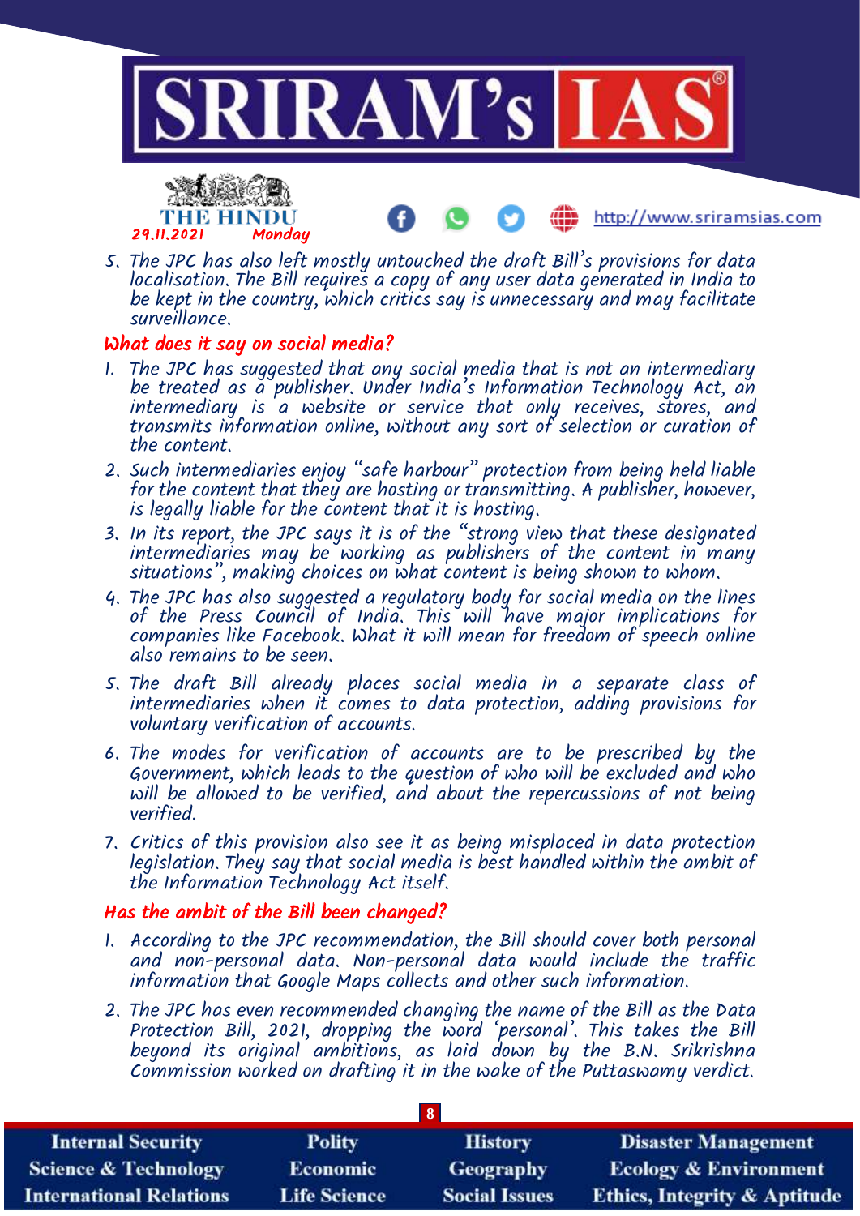5. The JPC has also left mostly untouched the draft Bill's provisions for data localisation. The Bill requires a copy of any user data generated in India to be kept in the country, which critics say is unnecessary and may facilitate surveillance.

## What does it say on social media?

1. The JPC has suggested that any social media that is not an intermediary be treated as a publisher. Under India's Information Technology Act, an intermediary is a website or service that only receives, stores, and transmits information online, without any sort of selection or curation of the content.
2. Such intermediaries enjoy "safe harbour" protection from being held liable for the content that they are hosting or transmitting. A publisher, however, is legally liable for the content that it is hosting.
3. In its report, the JPC says it is of the "strong view that these designated intermediaries may be working as publishers of the content in many situations", making choices on what content is being shown to whom.
4. The JPC has also suggested a regulatory body for social media on the lines of the Press Council of India. This will have major implications for companies like Facebook. What it will mean for freedom of speech online also remains to be seen.
5. The draft Bill already places social media in a separate class of intermediaries when it comes to data protection, adding provisions for voluntary verification of accounts.
6. The modes for verification of accounts are to be prescribed by the Government, which leads to the question of who will be excluded and who will be allowed to be verified, and about the repercussions of not being verified.
7. Critics of this provision also see it as being misplaced in data protection legislation. They say that social media is best handled within the ambit of the Information Technology Act itself.

## Has the ambit of the Bill been changed?

1. According to the JPC recommendation, the Bill should cover both personal and non-personal data. Non-personal data would include the traffic information that Google Maps collects and other such information.
2. The JPC has even recommended changing the name of the Bill as the Data Protection Bill, 2021, dropping the word 'personal'. This takes the Bill beyond its original ambitions, as laid down by the B.N. Srikrishna Commission worked on drafting it in the wake of the Puttaswamy verdict.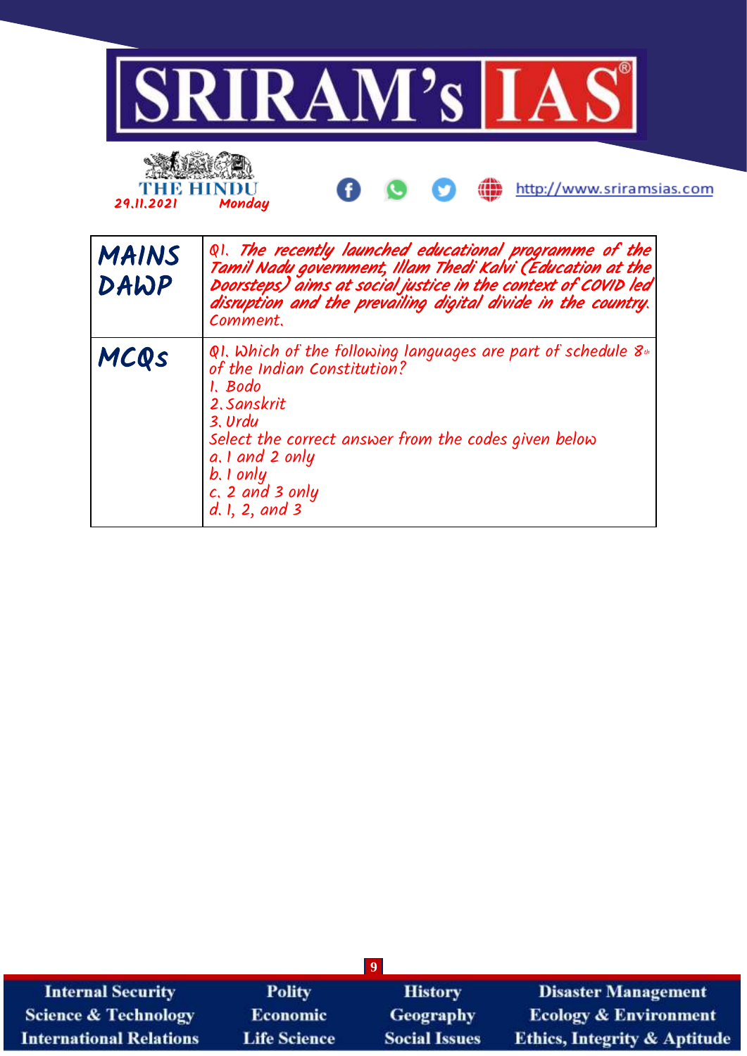| | |
|---|---|
| **MAINS DAWP** | Q1. ***The recently launched educational programme of the Tamil Nadu government, Illam Thedi Kalvi (Education at the Doorsteps) aims at social justice in the context of COVID led disruption and the prevailing digital divide in the country.*** Comment. |
| **MCQs** | Q1. Which of the following languages are part of schedule 8th of the Indian Constitution?<br>1. Bodo<br>2. Sanskrit<br>3. Urdu<br>Select the correct answer from the codes given below<br>a. 1 and 2 only<br>b. 1 only<br>c. 2 and 3 only<br>d. 1, 2, and 3 |